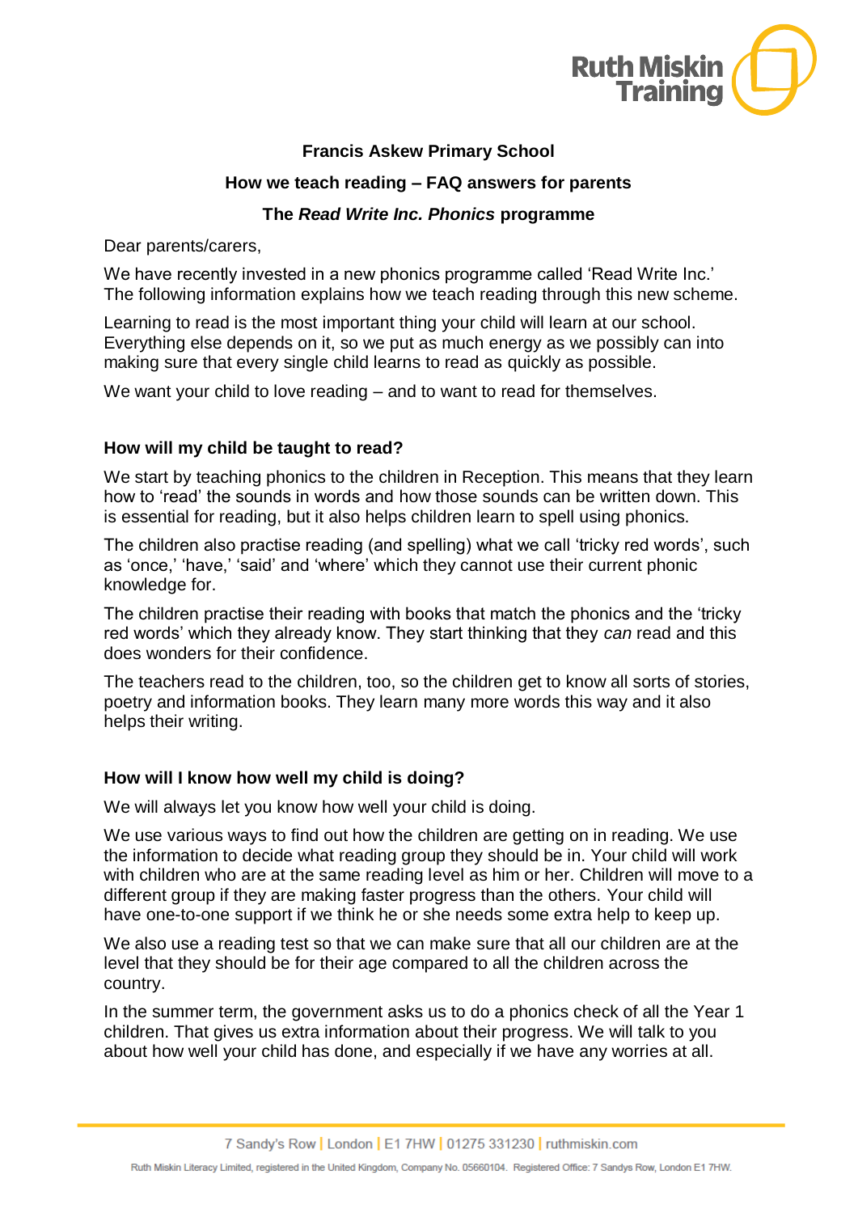**Francis Askew Primary School**

**How we teach reading – FAQ answers for parents**

**The *Read Write Inc. Phonics* programme**

Dear parents/carers,

We have recently invested in a new phonics programme called 'Read Write Inc.' The following information explains how we teach reading through this new scheme.

Learning to read is the most important thing your child will learn at our school. Everything else depends on it, so we put as much energy as we possibly can into making sure that every single child learns to read as quickly as possible.

We want your child to love reading – and to want to read for themselves.

### How will my child be taught to read?

We start by teaching phonics to the children in Reception. This means that they learn how to 'read' the sounds in words and how those sounds can be written down. This is essential for reading, but it also helps children learn to spell using phonics.

The children also practise reading (and spelling) what we call 'tricky red words', such as 'once,' 'have,' 'said' and 'where' which they cannot use their current phonic knowledge for.

The children practise their reading with books that match the phonics and the 'tricky red words' which they already know. They start thinking that they *can* read and this does wonders for their confidence.

The teachers read to the children, too, so the children get to know all sorts of stories, poetry and information books. They learn many more words this way and it also helps their writing.

### How will I know how well my child is doing?

We will always let you know how well your child is doing.

We use various ways to find out how the children are getting on in reading. We use the information to decide what reading group they should be in. Your child will work with children who are at the same reading level as him or her. Children will move to a different group if they are making faster progress than the others. Your child will have one-to-one support if we think he or she needs some extra help to keep up.

We also use a reading test so that we can make sure that all our children are at the level that they should be for their age compared to all the children across the country.

In the summer term, the government asks us to do a phonics check of all the Year 1 children. That gives us extra information about their progress. We will talk to you about how well your child has done, and especially if we have any worries at all.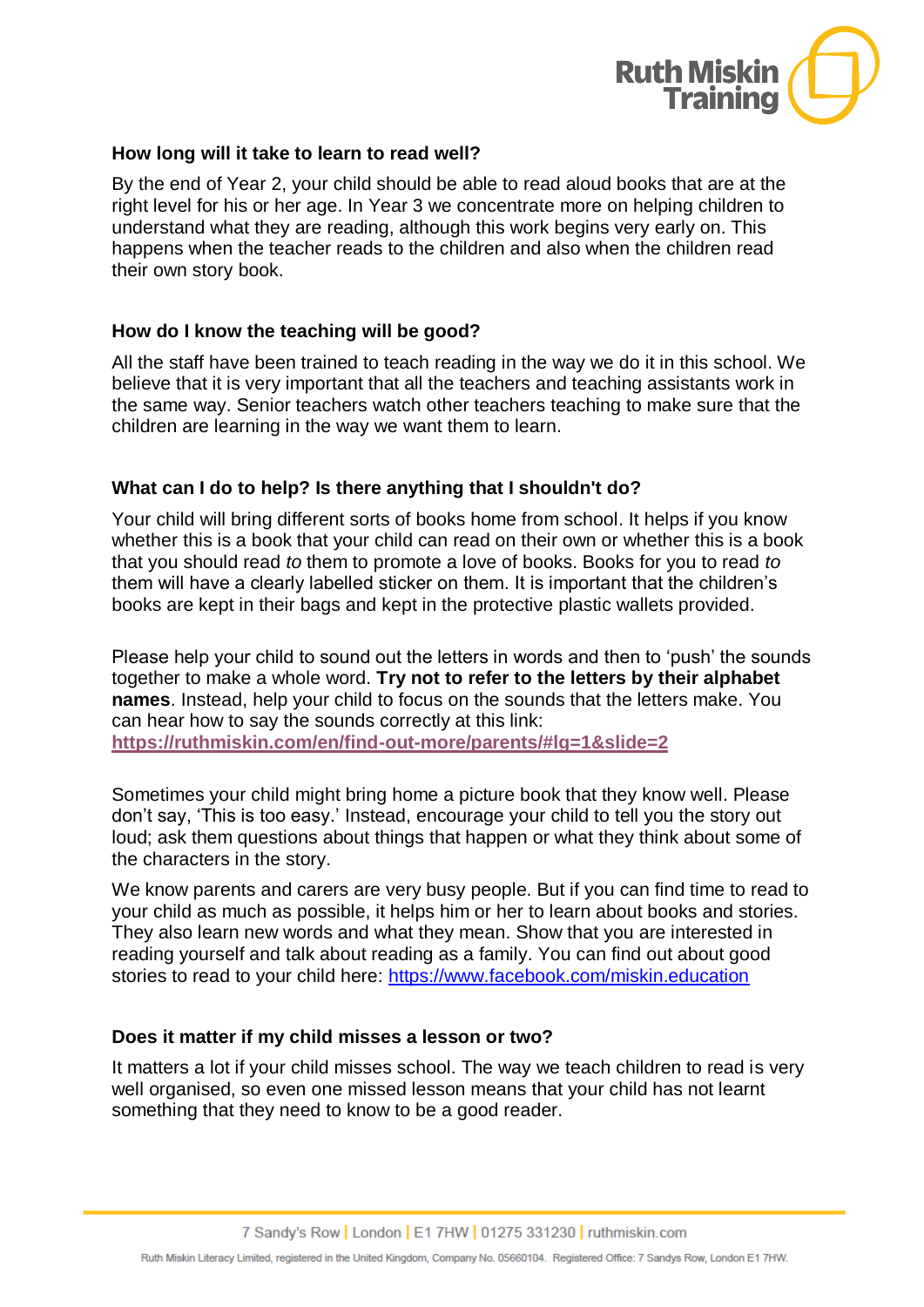### How long will it take to learn to read well?

By the end of Year 2, your child should be able to read aloud books that are at the right level for his or her age. In Year 3 we concentrate more on helping children to understand what they are reading, although this work begins very early on. This happens when the teacher reads to the children and also when the children read their own story book.

### How do I know the teaching will be good?

All the staff have been trained to teach reading in the way we do it in this school. We believe that it is very important that all the teachers and teaching assistants work in the same way. Senior teachers watch other teachers teaching to make sure that the children are learning in the way we want them to learn.

### What can I do to help? Is there anything that I shouldn't do?

Your child will bring different sorts of books home from school. It helps if you know whether this is a book that your child can read on their own or whether this is a book that you should read *to* them to promote a love of books. Books for you to read *to* them will have a clearly labelled sticker on them. It is important that the children's books are kept in their bags and kept in the protective plastic wallets provided.

Please help your child to sound out the letters in words and then to 'push' the sounds together to make a whole word. **Try not to refer to the letters by their alphabet names**. Instead, help your child to focus on the sounds that the letters make. You can hear how to say the sounds correctly at this link: **https://ruthmiskin.com/en/find-out-more/parents/#lg=1&slide=2**

Sometimes your child might bring home a picture book that they know well. Please don't say, 'This is too easy.' Instead, encourage your child to tell you the story out loud; ask them questions about things that happen or what they think about some of the characters in the story.

We know parents and carers are very busy people. But if you can find time to read to your child as much as possible, it helps him or her to learn about books and stories. They also learn new words and what they mean. Show that you are interested in reading yourself and talk about reading as a family. You can find out about good stories to read to your child here: https://www.facebook.com/miskin.education

### Does it matter if my child misses a lesson or two?

It matters a lot if your child misses school. The way we teach children to read is very well organised, so even one missed lesson means that your child has not learnt something that they need to know to be a good reader.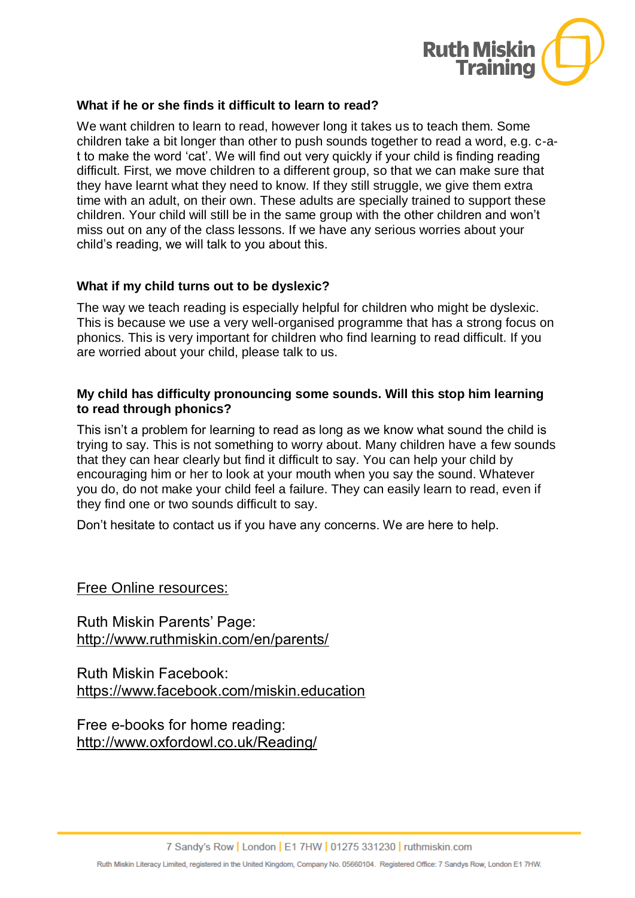**What if he or she finds it difficult to learn to read?**

We want children to learn to read, however long it takes us to teach them. Some children take a bit longer than other to push sounds together to read a word, e.g. c-a-t to make the word 'cat'. We will find out very quickly if your child is finding reading difficult. First, we move children to a different group, so that we can make sure that they have learnt what they need to know. If they still struggle, we give them extra time with an adult, on their own. These adults are specially trained to support these children. Your child will still be in the same group with the other children and won't miss out on any of the class lessons. If we have any serious worries about your child's reading, we will talk to you about this.

**What if my child turns out to be dyslexic?**

The way we teach reading is especially helpful for children who might be dyslexic. This is because we use a very well-organised programme that has a strong focus on phonics. This is very important for children who find learning to read difficult. If you are worried about your child, please talk to us.

**My child has difficulty pronouncing some sounds. Will this stop him learning to read through phonics?**

This isn't a problem for learning to read as long as we know what sound the child is trying to say. This is not something to worry about. Many children have a few sounds that they can hear clearly but find it difficult to say. You can help your child by encouraging him or her to look at your mouth when you say the sound. Whatever you do, do not make your child feel a failure. They can easily learn to read, even if they find one or two sounds difficult to say.

Don't hesitate to contact us if you have any concerns. We are here to help.

Free Online resources:

Ruth Miskin Parents' Page:
http://www.ruthmiskin.com/en/parents/

Ruth Miskin Facebook:
https://www.facebook.com/miskin.education

Free e-books for home reading:
http://www.oxfordowl.co.uk/Reading/